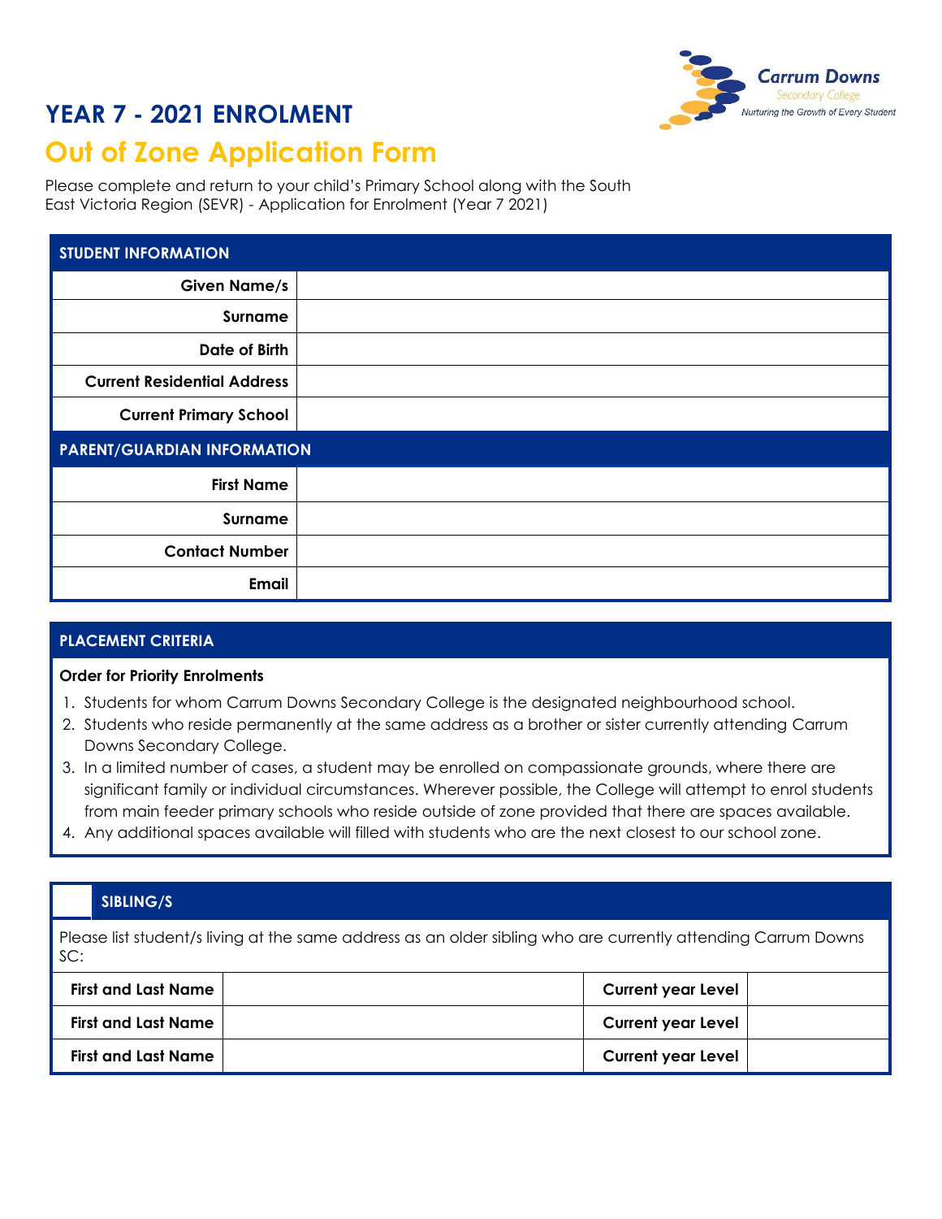Carrum Downs
Secondary College
*Nurturing the Growth of Every Student*

# YEAR 7 - 2021 ENROLMENT

## Out of Zone Application Form

Please complete and return to your child's Primary School along with the South East Victoria Region (SEVR) - Application for Enrolment (Year 7 2021)

| STUDENT INFORMATION | |
|---|---|
| **Given Name/s** | |
| **Surname** | |
| **Date of Birth** | |
| **Current Residential Address** | |
| **Current Primary School** | |
| **PARENT/GUARDIAN INFORMATION** | |
| **First Name** | |
| **Surname** | |
| **Contact Number** | |
| **Email** | |

### PLACEMENT CRITERIA

**Order for Priority Enrolments**

1. Students for whom Carrum Downs Secondary College is the designated neighbourhood school.
2. Students who reside permanently at the same address as a brother or sister currently attending Carrum Downs Secondary College.
3. In a limited number of cases, a student may be enrolled on compassionate grounds, where there are significant family or individual circumstances. Wherever possible, the College will attempt to enrol students from main feeder primary schools who reside outside of zone provided that there are spaces available.
4. Any additional spaces available will filled with students who are the next closest to our school zone.

### SIBLING/S

Please list student/s living at the same address as an older sibling who are currently attending Carrum Downs SC:

| **First and Last Name** | | **Current year Level** | |
|---|---|---|---|
| **First and Last Name** | | **Current year Level** | |
| **First and Last Name** | | **Current year Level** | |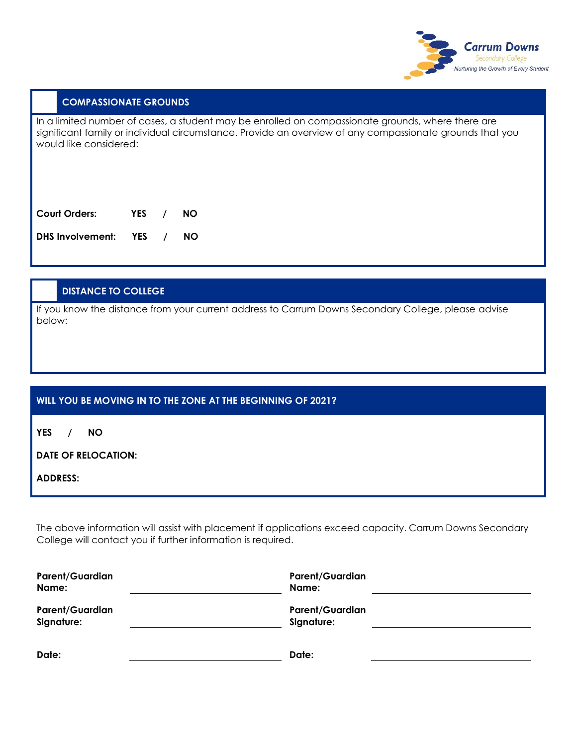Carrum Downs
Secondary College
*Nurturing the Growth of Every Student*

## COMPASSIONATE GROUNDS

In a limited number of cases, a student may be enrolled on compassionate grounds, where there are significant family or individual circumstance. Provide an overview of any compassionate grounds that you would like considered:

**Court Orders:** **YES / NO**

**DHS Involvement:** **YES / NO**

## DISTANCE TO COLLEGE

If you know the distance from your current address to Carrum Downs Secondary College, please advise below:

## WILL YOU BE MOVING IN TO THE ZONE AT THE BEGINNING OF 2021?

**YES / NO**

**DATE OF RELOCATION:**

**ADDRESS:**

The above information will assist with placement if applications exceed capacity. Carrum Downs Secondary College will contact you if further information is required.

| | | | |
|---|---|---|---|
| **Parent/Guardian Name:** | | **Parent/Guardian Name:** | |
| **Parent/Guardian Signature:** | | **Parent/Guardian Signature:** | |
| **Date:** | | **Date:** | |